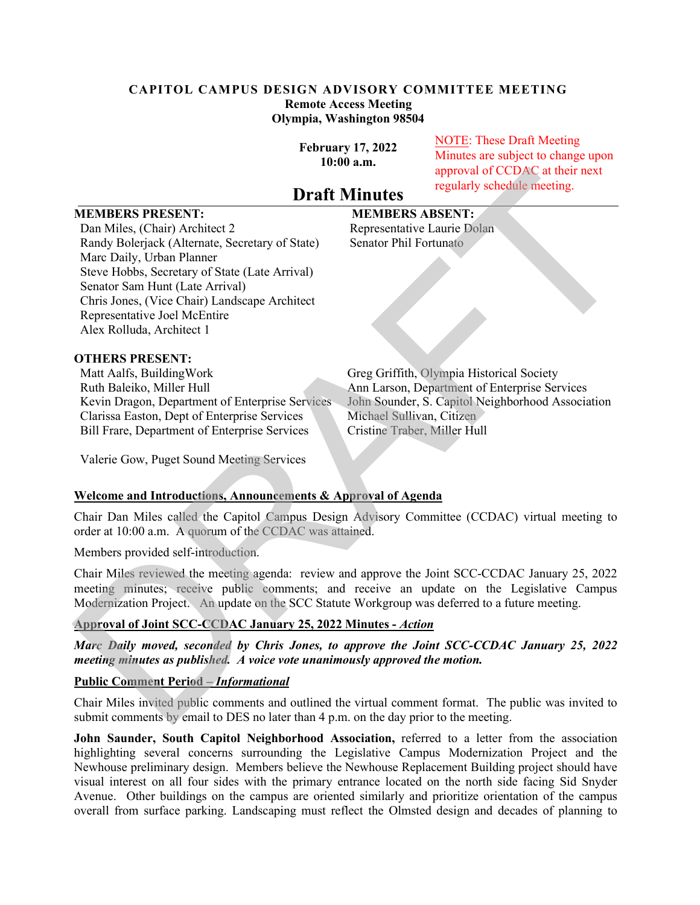# CAPITOL CAMPUS DESIGN ADVISORY COMMITTEE MEETING

**Remote Access Meeting**
**Olympia, Washington 98504**

**February 17, 2022**
**10:00 a.m.**

NOTE: These Draft Meeting Minutes are subject to change upon approval of CCDAC at their next regularly schedule meeting.

## Draft Minutes

**MEMBERS PRESENT:**
- Dan Miles, (Chair) Architect 2
- Randy Bolerjack (Alternate, Secretary of State)
- Marc Daily, Urban Planner
- Steve Hobbs, Secretary of State (Late Arrival)
- Senator Sam Hunt (Late Arrival)
- Chris Jones, (Vice Chair) Landscape Architect
- Representative Joel McEntire
- Alex Rolluda, Architect 1

**MEMBERS ABSENT:**
- Representative Laurie Dolan
- Senator Phil Fortunato

**OTHERS PRESENT:**
- Matt Aalfs, BuildingWork
- Ruth Baleiko, Miller Hull
- Kevin Dragon, Department of Enterprise Services
- Clarissa Easton, Dept of Enterprise Services
- Bill Frare, Department of Enterprise Services
- Greg Griffith, Olympia Historical Society
- Ann Larson, Department of Enterprise Services
- John Sounder, S. Capitol Neighborhood Association
- Michael Sullivan, Citizen
- Cristine Traber, Miller Hull
- Valerie Gow, Puget Sound Meeting Services

**Welcome and Introductions, Announcements & Approval of Agenda**

Chair Dan Miles called the Capitol Campus Design Advisory Committee (CCDAC) virtual meeting to order at 10:00 a.m. A quorum of the CCDAC was attained.

Members provided self-introduction.

Chair Miles reviewed the meeting agenda: review and approve the Joint SCC-CCDAC January 25, 2022 meeting minutes; receive public comments; and receive an update on the Legislative Campus Modernization Project. An update on the SCC Statute Workgroup was deferred to a future meeting.

**Approval of Joint SCC-CCDAC January 25, 2022 Minutes - *Action***

***Marc Daily moved, seconded by Chris Jones, to approve the Joint SCC-CCDAC January 25, 2022 meeting minutes as published. A voice vote unanimously approved the motion.***

**Public Comment Period – *Informational***

Chair Miles invited public comments and outlined the virtual comment format. The public was invited to submit comments by email to DES no later than 4 p.m. on the day prior to the meeting.

**John Saunder, South Capitol Neighborhood Association,** referred to a letter from the association highlighting several concerns surrounding the Legislative Campus Modernization Project and the Newhouse preliminary design. Members believe the Newhouse Replacement Building project should have visual interest on all four sides with the primary entrance located on the north side facing Sid Snyder Avenue. Other buildings on the campus are oriented similarly and prioritize orientation of the campus overall from surface parking. Landscaping must reflect the Olmsted design and decades of planning to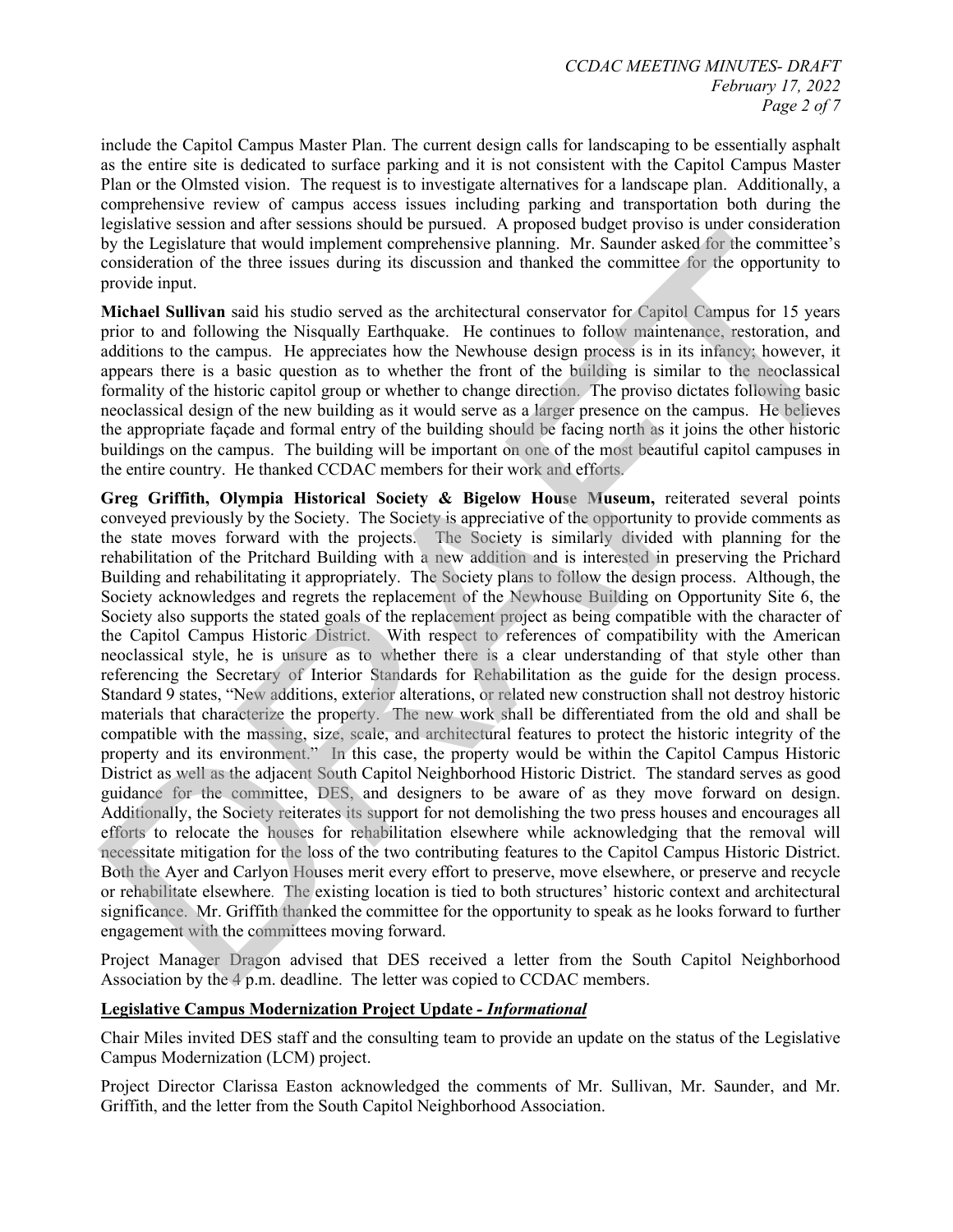include the Capitol Campus Master Plan. The current design calls for landscaping to be essentially asphalt as the entire site is dedicated to surface parking and it is not consistent with the Capitol Campus Master Plan or the Olmsted vision. The request is to investigate alternatives for a landscape plan. Additionally, a comprehensive review of campus access issues including parking and transportation both during the legislative session and after sessions should be pursued. A proposed budget proviso is under consideration by the Legislature that would implement comprehensive planning. Mr. Saunder asked for the committee's consideration of the three issues during its discussion and thanked the committee for the opportunity to provide input.

**Michael Sullivan** said his studio served as the architectural conservator for Capitol Campus for 15 years prior to and following the Nisqually Earthquake. He continues to follow maintenance, restoration, and additions to the campus. He appreciates how the Newhouse design process is in its infancy; however, it appears there is a basic question as to whether the front of the building is similar to the neoclassical formality of the historic capitol group or whether to change direction. The proviso dictates following basic neoclassical design of the new building as it would serve as a larger presence on the campus. He believes the appropriate façade and formal entry of the building should be facing north as it joins the other historic buildings on the campus. The building will be important on one of the most beautiful capitol campuses in the entire country. He thanked CCDAC members for their work and efforts.

**Greg Griffith, Olympia Historical Society & Bigelow House Museum,** reiterated several points conveyed previously by the Society. The Society is appreciative of the opportunity to provide comments as the state moves forward with the projects. The Society is similarly divided with planning for the rehabilitation of the Pritchard Building with a new addition and is interested in preserving the Prichard Building and rehabilitating it appropriately. The Society plans to follow the design process. Although, the Society acknowledges and regrets the replacement of the Newhouse Building on Opportunity Site 6, the Society also supports the stated goals of the replacement project as being compatible with the character of the Capitol Campus Historic District. With respect to references of compatibility with the American neoclassical style, he is unsure as to whether there is a clear understanding of that style other than referencing the Secretary of Interior Standards for Rehabilitation as the guide for the design process. Standard 9 states, "New additions, exterior alterations, or related new construction shall not destroy historic materials that characterize the property. The new work shall be differentiated from the old and shall be compatible with the massing, size, scale, and architectural features to protect the historic integrity of the property and its environment." In this case, the property would be within the Capitol Campus Historic District as well as the adjacent South Capitol Neighborhood Historic District. The standard serves as good guidance for the committee, DES, and designers to be aware of as they move forward on design. Additionally, the Society reiterates its support for not demolishing the two press houses and encourages all efforts to relocate the houses for rehabilitation elsewhere while acknowledging that the removal will necessitate mitigation for the loss of the two contributing features to the Capitol Campus Historic District. Both the Ayer and Carlyon Houses merit every effort to preserve, move elsewhere, or preserve and recycle or rehabilitate elsewhere. The existing location is tied to both structures' historic context and architectural significance. Mr. Griffith thanked the committee for the opportunity to speak as he looks forward to further engagement with the committees moving forward.

Project Manager Dragon advised that DES received a letter from the South Capitol Neighborhood Association by the 4 p.m. deadline. The letter was copied to CCDAC members.

**Legislative Campus Modernization Project Update - *Informational***

Chair Miles invited DES staff and the consulting team to provide an update on the status of the Legislative Campus Modernization (LCM) project.

Project Director Clarissa Easton acknowledged the comments of Mr. Sullivan, Mr. Saunder, and Mr. Griffith, and the letter from the South Capitol Neighborhood Association.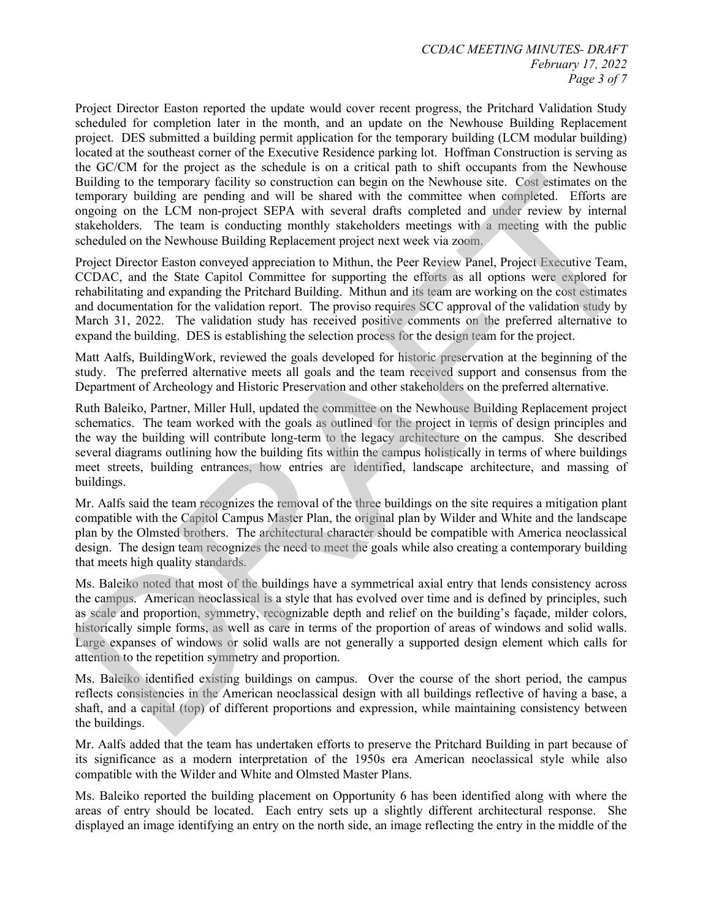Project Director Easton reported the update would cover recent progress, the Pritchard Validation Study scheduled for completion later in the month, and an update on the Newhouse Building Replacement project. DES submitted a building permit application for the temporary building (LCM modular building) located at the southeast corner of the Executive Residence parking lot. Hoffman Construction is serving as the GC/CM for the project as the schedule is on a critical path to shift occupants from the Newhouse Building to the temporary facility so construction can begin on the Newhouse site. Cost estimates on the temporary building are pending and will be shared with the committee when completed. Efforts are ongoing on the LCM non-project SEPA with several drafts completed and under review by internal stakeholders. The team is conducting monthly stakeholders meetings with a meeting with the public scheduled on the Newhouse Building Replacement project next week via zoom.

Project Director Easton conveyed appreciation to Mithun, the Peer Review Panel, Project Executive Team, CCDAC, and the State Capitol Committee for supporting the efforts as all options were explored for rehabilitating and expanding the Pritchard Building. Mithun and its team are working on the cost estimates and documentation for the validation report. The proviso requires SCC approval of the validation study by March 31, 2022. The validation study has received positive comments on the preferred alternative to expand the building. DES is establishing the selection process for the design team for the project.

Matt Aalfs, BuildingWork, reviewed the goals developed for historic preservation at the beginning of the study. The preferred alternative meets all goals and the team received support and consensus from the Department of Archeology and Historic Preservation and other stakeholders on the preferred alternative.

Ruth Baleiko, Partner, Miller Hull, updated the committee on the Newhouse Building Replacement project schematics. The team worked with the goals as outlined for the project in terms of design principles and the way the building will contribute long-term to the legacy architecture on the campus. She described several diagrams outlining how the building fits within the campus holistically in terms of where buildings meet streets, building entrances, how entries are identified, landscape architecture, and massing of buildings.

Mr. Aalfs said the team recognizes the removal of the three buildings on the site requires a mitigation plant compatible with the Capitol Campus Master Plan, the original plan by Wilder and White and the landscape plan by the Olmsted brothers. The architectural character should be compatible with America neoclassical design. The design team recognizes the need to meet the goals while also creating a contemporary building that meets high quality standards.

Ms. Baleiko noted that most of the buildings have a symmetrical axial entry that lends consistency across the campus. American neoclassical is a style that has evolved over time and is defined by principles, such as scale and proportion, symmetry, recognizable depth and relief on the building's façade, milder colors, historically simple forms, as well as care in terms of the proportion of areas of windows and solid walls. Large expanses of windows or solid walls are not generally a supported design element which calls for attention to the repetition symmetry and proportion.

Ms. Baleiko identified existing buildings on campus. Over the course of the short period, the campus reflects consistencies in the American neoclassical design with all buildings reflective of having a base, a shaft, and a capital (top) of different proportions and expression, while maintaining consistency between the buildings.

Mr. Aalfs added that the team has undertaken efforts to preserve the Pritchard Building in part because of its significance as a modern interpretation of the 1950s era American neoclassical style while also compatible with the Wilder and White and Olmsted Master Plans.

Ms. Baleiko reported the building placement on Opportunity 6 has been identified along with where the areas of entry should be located. Each entry sets up a slightly different architectural response. She displayed an image identifying an entry on the north side, an image reflecting the entry in the middle of the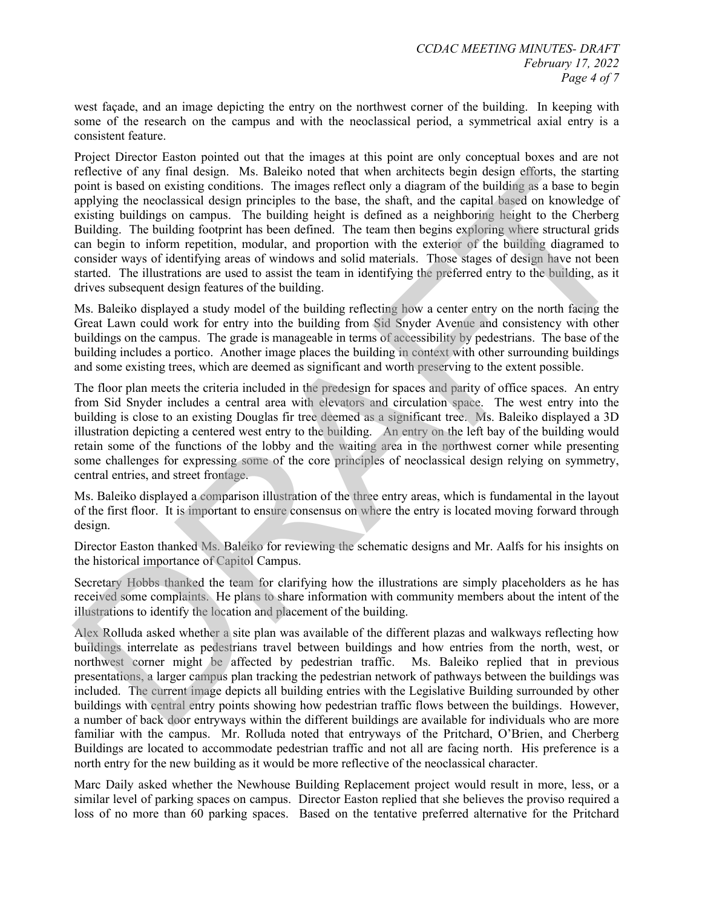west façade, and an image depicting the entry on the northwest corner of the building. In keeping with some of the research on the campus and with the neoclassical period, a symmetrical axial entry is a consistent feature.

Project Director Easton pointed out that the images at this point are only conceptual boxes and are not reflective of any final design. Ms. Baleiko noted that when architects begin design efforts, the starting point is based on existing conditions. The images reflect only a diagram of the building as a base to begin applying the neoclassical design principles to the base, the shaft, and the capital based on knowledge of existing buildings on campus. The building height is defined as a neighboring height to the Cherberg Building. The building footprint has been defined. The team then begins exploring where structural grids can begin to inform repetition, modular, and proportion with the exterior of the building diagramed to consider ways of identifying areas of windows and solid materials. Those stages of design have not been started. The illustrations are used to assist the team in identifying the preferred entry to the building, as it drives subsequent design features of the building.

Ms. Baleiko displayed a study model of the building reflecting how a center entry on the north facing the Great Lawn could work for entry into the building from Sid Snyder Avenue and consistency with other buildings on the campus. The grade is manageable in terms of accessibility by pedestrians. The base of the building includes a portico. Another image places the building in context with other surrounding buildings and some existing trees, which are deemed as significant and worth preserving to the extent possible.

The floor plan meets the criteria included in the predesign for spaces and parity of office spaces. An entry from Sid Snyder includes a central area with elevators and circulation space. The west entry into the building is close to an existing Douglas fir tree deemed as a significant tree. Ms. Baleiko displayed a 3D illustration depicting a centered west entry to the building. An entry on the left bay of the building would retain some of the functions of the lobby and the waiting area in the northwest corner while presenting some challenges for expressing some of the core principles of neoclassical design relying on symmetry, central entries, and street frontage.

Ms. Baleiko displayed a comparison illustration of the three entry areas, which is fundamental in the layout of the first floor. It is important to ensure consensus on where the entry is located moving forward through design.

Director Easton thanked Ms. Baleiko for reviewing the schematic designs and Mr. Aalfs for his insights on the historical importance of Capitol Campus.

Secretary Hobbs thanked the team for clarifying how the illustrations are simply placeholders as he has received some complaints. He plans to share information with community members about the intent of the illustrations to identify the location and placement of the building.

Alex Rolluda asked whether a site plan was available of the different plazas and walkways reflecting how buildings interrelate as pedestrians travel between buildings and how entries from the north, west, or northwest corner might be affected by pedestrian traffic. Ms. Baleiko replied that in previous presentations, a larger campus plan tracking the pedestrian network of pathways between the buildings was included. The current image depicts all building entries with the Legislative Building surrounded by other buildings with central entry points showing how pedestrian traffic flows between the buildings. However, a number of back door entryways within the different buildings are available for individuals who are more familiar with the campus. Mr. Rolluda noted that entryways of the Pritchard, O'Brien, and Cherberg Buildings are located to accommodate pedestrian traffic and not all are facing north. His preference is a north entry for the new building as it would be more reflective of the neoclassical character.

Marc Daily asked whether the Newhouse Building Replacement project would result in more, less, or a similar level of parking spaces on campus. Director Easton replied that she believes the proviso required a loss of no more than 60 parking spaces. Based on the tentative preferred alternative for the Pritchard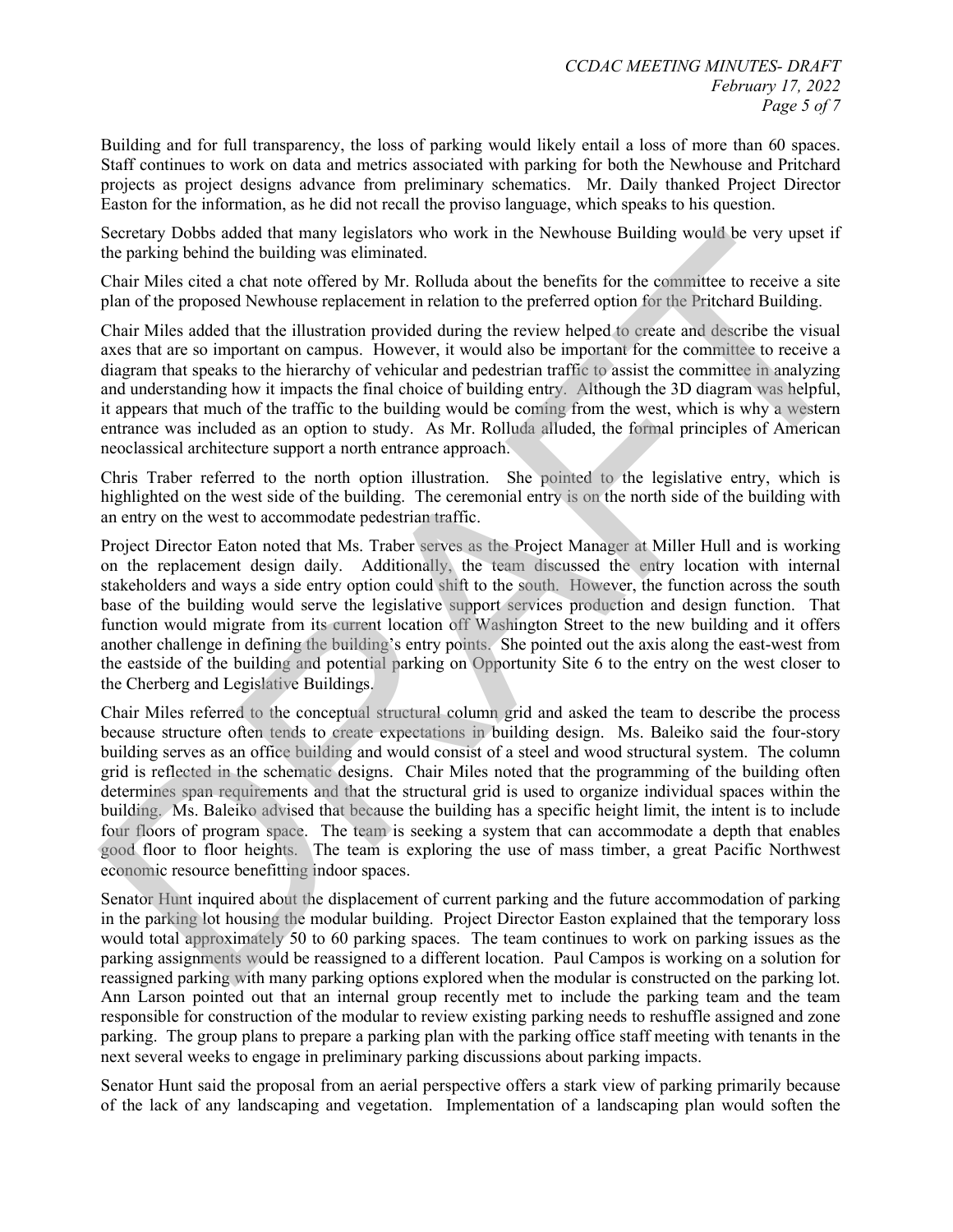Building and for full transparency, the loss of parking would likely entail a loss of more than 60 spaces. Staff continues to work on data and metrics associated with parking for both the Newhouse and Pritchard projects as project designs advance from preliminary schematics. Mr. Daily thanked Project Director Easton for the information, as he did not recall the proviso language, which speaks to his question.

Secretary Dobbs added that many legislators who work in the Newhouse Building would be very upset if the parking behind the building was eliminated.

Chair Miles cited a chat note offered by Mr. Rolluda about the benefits for the committee to receive a site plan of the proposed Newhouse replacement in relation to the preferred option for the Pritchard Building.

Chair Miles added that the illustration provided during the review helped to create and describe the visual axes that are so important on campus. However, it would also be important for the committee to receive a diagram that speaks to the hierarchy of vehicular and pedestrian traffic to assist the committee in analyzing and understanding how it impacts the final choice of building entry. Although the 3D diagram was helpful, it appears that much of the traffic to the building would be coming from the west, which is why a western entrance was included as an option to study. As Mr. Rolluda alluded, the formal principles of American neoclassical architecture support a north entrance approach.

Chris Traber referred to the north option illustration. She pointed to the legislative entry, which is highlighted on the west side of the building. The ceremonial entry is on the north side of the building with an entry on the west to accommodate pedestrian traffic.

Project Director Eaton noted that Ms. Traber serves as the Project Manager at Miller Hull and is working on the replacement design daily. Additionally, the team discussed the entry location with internal stakeholders and ways a side entry option could shift to the south. However, the function across the south base of the building would serve the legislative support services production and design function. That function would migrate from its current location off Washington Street to the new building and it offers another challenge in defining the building's entry points. She pointed out the axis along the east-west from the eastside of the building and potential parking on Opportunity Site 6 to the entry on the west closer to the Cherberg and Legislative Buildings.

Chair Miles referred to the conceptual structural column grid and asked the team to describe the process because structure often tends to create expectations in building design. Ms. Baleiko said the four-story building serves as an office building and would consist of a steel and wood structural system. The column grid is reflected in the schematic designs. Chair Miles noted that the programming of the building often determines span requirements and that the structural grid is used to organize individual spaces within the building. Ms. Baleiko advised that because the building has a specific height limit, the intent is to include four floors of program space. The team is seeking a system that can accommodate a depth that enables good floor to floor heights. The team is exploring the use of mass timber, a great Pacific Northwest economic resource benefitting indoor spaces.

Senator Hunt inquired about the displacement of current parking and the future accommodation of parking in the parking lot housing the modular building. Project Director Easton explained that the temporary loss would total approximately 50 to 60 parking spaces. The team continues to work on parking issues as the parking assignments would be reassigned to a different location. Paul Campos is working on a solution for reassigned parking with many parking options explored when the modular is constructed on the parking lot. Ann Larson pointed out that an internal group recently met to include the parking team and the team responsible for construction of the modular to review existing parking needs to reshuffle assigned and zone parking. The group plans to prepare a parking plan with the parking office staff meeting with tenants in the next several weeks to engage in preliminary parking discussions about parking impacts.

Senator Hunt said the proposal from an aerial perspective offers a stark view of parking primarily because of the lack of any landscaping and vegetation. Implementation of a landscaping plan would soften the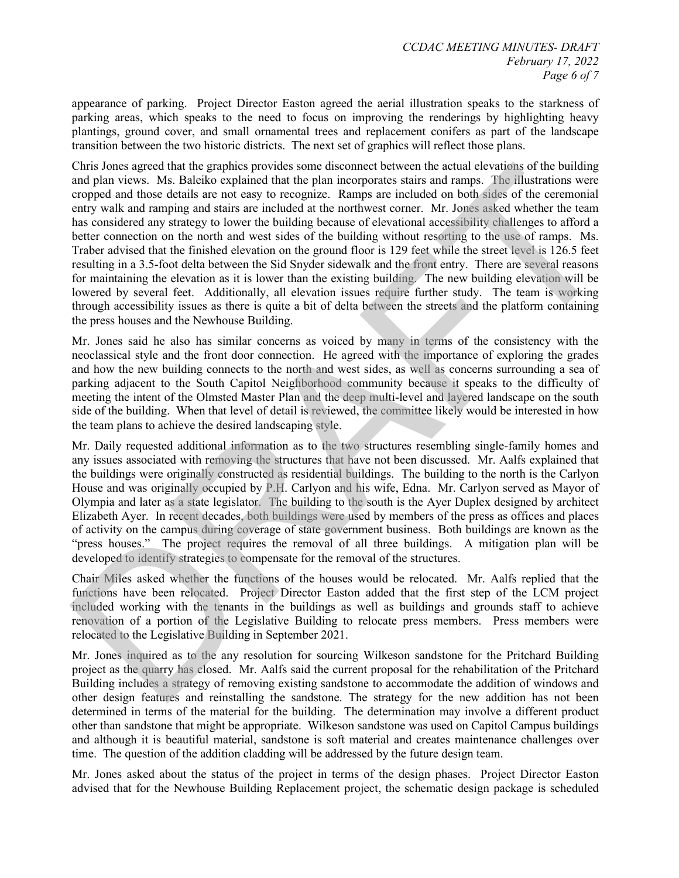appearance of parking. Project Director Easton agreed the aerial illustration speaks to the starkness of parking areas, which speaks to the need to focus on improving the renderings by highlighting heavy plantings, ground cover, and small ornamental trees and replacement conifers as part of the landscape transition between the two historic districts. The next set of graphics will reflect those plans.

Chris Jones agreed that the graphics provides some disconnect between the actual elevations of the building and plan views. Ms. Baleiko explained that the plan incorporates stairs and ramps. The illustrations were cropped and those details are not easy to recognize. Ramps are included on both sides of the ceremonial entry walk and ramping and stairs are included at the northwest corner. Mr. Jones asked whether the team has considered any strategy to lower the building because of elevational accessibility challenges to afford a better connection on the north and west sides of the building without resorting to the use of ramps. Ms. Traber advised that the finished elevation on the ground floor is 129 feet while the street level is 126.5 feet resulting in a 3.5-foot delta between the Sid Snyder sidewalk and the front entry. There are several reasons for maintaining the elevation as it is lower than the existing building. The new building elevation will be lowered by several feet. Additionally, all elevation issues require further study. The team is working through accessibility issues as there is quite a bit of delta between the streets and the platform containing the press houses and the Newhouse Building.

Mr. Jones said he also has similar concerns as voiced by many in terms of the consistency with the neoclassical style and the front door connection. He agreed with the importance of exploring the grades and how the new building connects to the north and west sides, as well as concerns surrounding a sea of parking adjacent to the South Capitol Neighborhood community because it speaks to the difficulty of meeting the intent of the Olmsted Master Plan and the deep multi-level and layered landscape on the south side of the building. When that level of detail is reviewed, the committee likely would be interested in how the team plans to achieve the desired landscaping style.

Mr. Daily requested additional information as to the two structures resembling single-family homes and any issues associated with removing the structures that have not been discussed. Mr. Aalfs explained that the buildings were originally constructed as residential buildings. The building to the north is the Carlyon House and was originally occupied by P.H. Carlyon and his wife, Edna. Mr. Carlyon served as Mayor of Olympia and later as a state legislator. The building to the south is the Ayer Duplex designed by architect Elizabeth Ayer. In recent decades, both buildings were used by members of the press as offices and places of activity on the campus during coverage of state government business. Both buildings are known as the "press houses." The project requires the removal of all three buildings. A mitigation plan will be developed to identify strategies to compensate for the removal of the structures.

Chair Miles asked whether the functions of the houses would be relocated. Mr. Aalfs replied that the functions have been relocated. Project Director Easton added that the first step of the LCM project included working with the tenants in the buildings as well as buildings and grounds staff to achieve renovation of a portion of the Legislative Building to relocate press members. Press members were relocated to the Legislative Building in September 2021.

Mr. Jones inquired as to the any resolution for sourcing Wilkeson sandstone for the Pritchard Building project as the quarry has closed. Mr. Aalfs said the current proposal for the rehabilitation of the Pritchard Building includes a strategy of removing existing sandstone to accommodate the addition of windows and other design features and reinstalling the sandstone. The strategy for the new addition has not been determined in terms of the material for the building. The determination may involve a different product other than sandstone that might be appropriate. Wilkeson sandstone was used on Capitol Campus buildings and although it is beautiful material, sandstone is soft material and creates maintenance challenges over time. The question of the addition cladding will be addressed by the future design team.

Mr. Jones asked about the status of the project in terms of the design phases. Project Director Easton advised that for the Newhouse Building Replacement project, the schematic design package is scheduled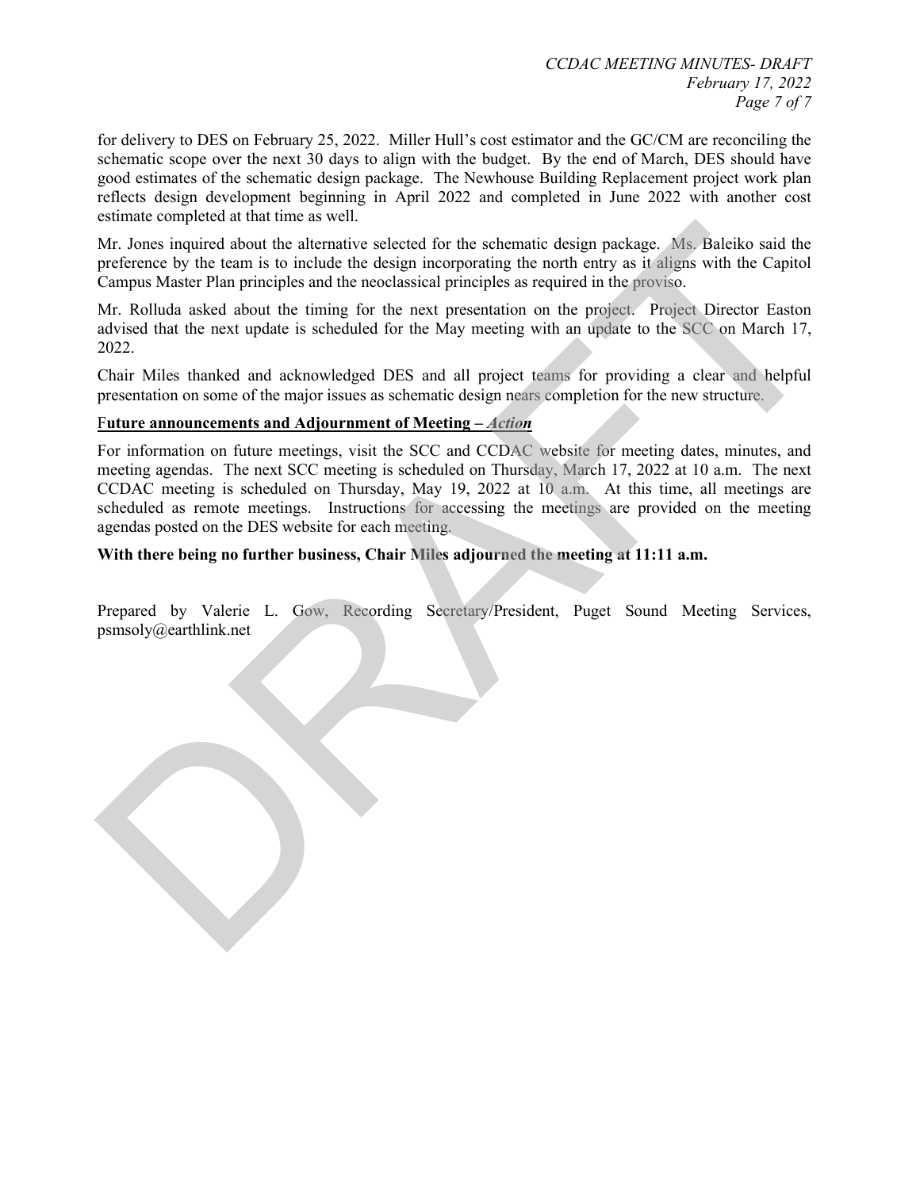for delivery to DES on February 25, 2022. Miller Hull's cost estimator and the GC/CM are reconciling the schematic scope over the next 30 days to align with the budget. By the end of March, DES should have good estimates of the schematic design package. The Newhouse Building Replacement project work plan reflects design development beginning in April 2022 and completed in June 2022 with another cost estimate completed at that time as well.

Mr. Jones inquired about the alternative selected for the schematic design package. Ms. Baleiko said the preference by the team is to include the design incorporating the north entry as it aligns with the Capitol Campus Master Plan principles and the neoclassical principles as required in the proviso.

Mr. Rolluda asked about the timing for the next presentation on the project. Project Director Easton advised that the next update is scheduled for the May meeting with an update to the SCC on March 17, 2022.

Chair Miles thanked and acknowledged DES and all project teams for providing a clear and helpful presentation on some of the major issues as schematic design nears completion for the new structure.

**<u>Future announcements and Adjournment of Meeting – *Action*</u>**

For information on future meetings, visit the SCC and CCDAC website for meeting dates, minutes, and meeting agendas. The next SCC meeting is scheduled on Thursday, March 17, 2022 at 10 a.m. The next CCDAC meeting is scheduled on Thursday, May 19, 2022 at 10 a.m. At this time, all meetings are scheduled as remote meetings. Instructions for accessing the meetings are provided on the meeting agendas posted on the DES website for each meeting.

**With there being no further business, Chair Miles adjourned the meeting at 11:11 a.m.**

Prepared by Valerie L. Gow, Recording Secretary/President, Puget Sound Meeting Services, psmsoly@earthlink.net